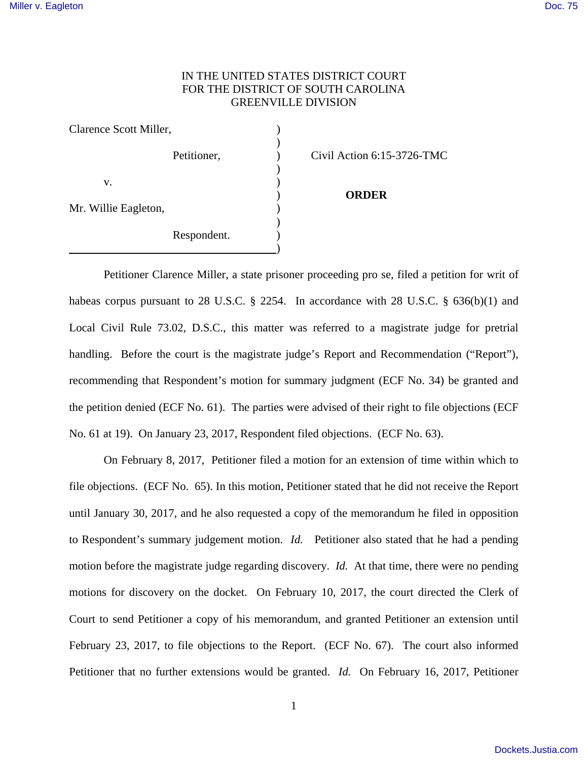IN THE UNITED STATES DISTRICT COURT
FOR THE DISTRICT OF SOUTH CAROLINA
GREENVILLE DIVISION

Clarence Scott Miller,

Petitioner,

v.

Mr. Willie Eagleton,

Respondent.

Civil Action 6:15-3726-TMC

**ORDER**

Petitioner Clarence Miller, a state prisoner proceeding pro se, filed a petition for writ of habeas corpus pursuant to 28 U.S.C. § 2254. In accordance with 28 U.S.C. § 636(b)(1) and Local Civil Rule 73.02, D.S.C., this matter was referred to a magistrate judge for pretrial handling. Before the court is the magistrate judge's Report and Recommendation ("Report"), recommending that Respondent's motion for summary judgment (ECF No. 34) be granted and the petition denied (ECF No. 61). The parties were advised of their right to file objections (ECF No. 61 at 19). On January 23, 2017, Respondent filed objections. (ECF No. 63).

On February 8, 2017, Petitioner filed a motion for an extension of time within which to file objections. (ECF No. 65). In this motion, Petitioner stated that he did not receive the Report until January 30, 2017, and he also requested a copy of the memorandum he filed in opposition to Respondent's summary judgement motion. *Id.* Petitioner also stated that he had a pending motion before the magistrate judge regarding discovery. *Id.* At that time, there were no pending motions for discovery on the docket. On February 10, 2017, the court directed the Clerk of Court to send Petitioner a copy of his memorandum, and granted Petitioner an extension until February 23, 2017, to file objections to the Report. (ECF No. 67). The court also informed Petitioner that no further extensions would be granted. *Id.* On February 16, 2017, Petitioner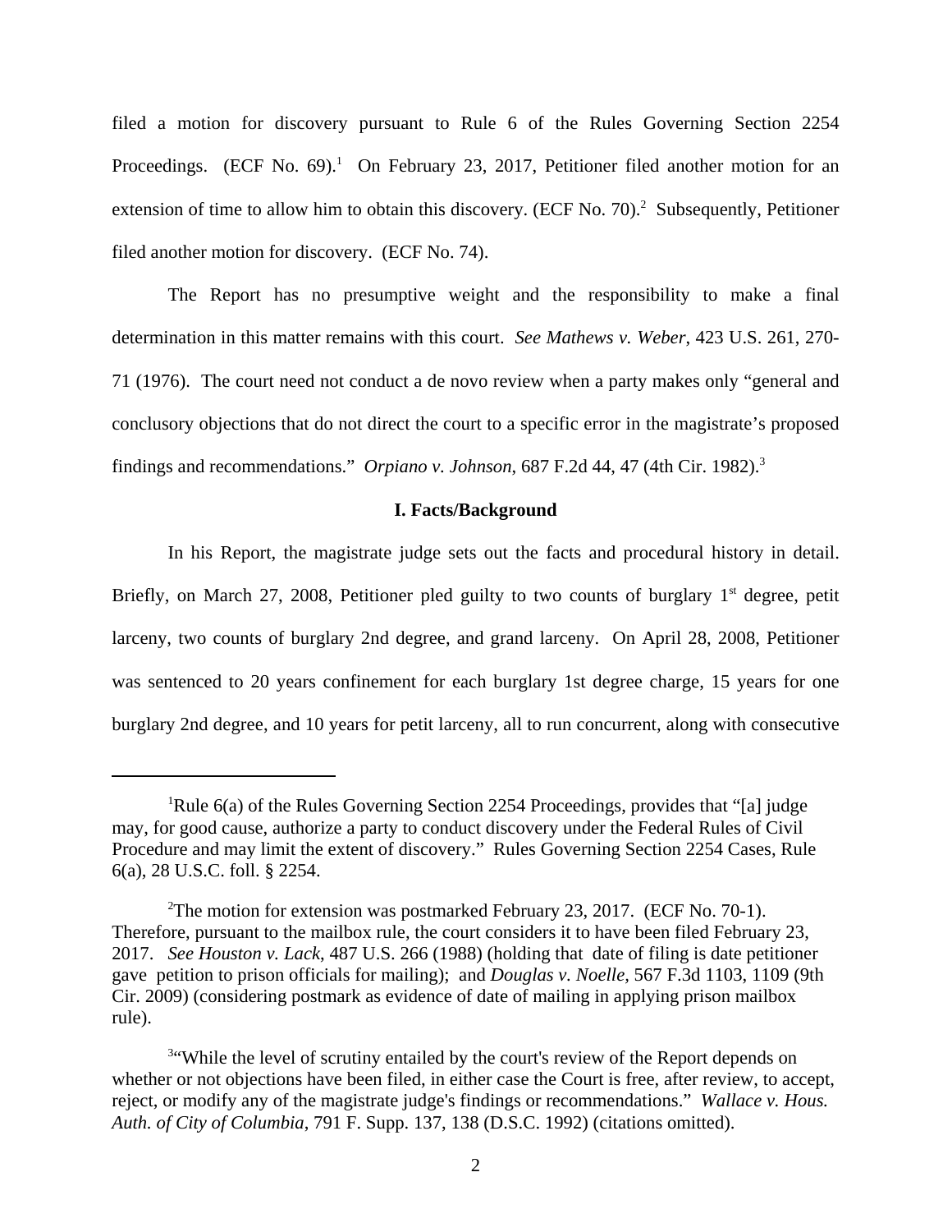filed a motion for discovery pursuant to Rule 6 of the Rules Governing Section 2254 Proceedings. (ECF No. 69).[1] On February 23, 2017, Petitioner filed another motion for an extension of time to allow him to obtain this discovery. (ECF No. 70).[2] Subsequently, Petitioner filed another motion for discovery. (ECF No. 74).

The Report has no presumptive weight and the responsibility to make a final determination in this matter remains with this court. *See Mathews v. Weber*, 423 U.S. 261, 270-71 (1976). The court need not conduct a de novo review when a party makes only "general and conclusory objections that do not direct the court to a specific error in the magistrate's proposed findings and recommendations." *Orpiano v. Johnson*, 687 F.2d 44, 47 (4th Cir. 1982).[3]

**I. Facts/Background**

In his Report, the magistrate judge sets out the facts and procedural history in detail. Briefly, on March 27, 2008, Petitioner pled guilty to two counts of burglary 1st degree, petit larceny, two counts of burglary 2nd degree, and grand larceny. On April 28, 2008, Petitioner was sentenced to 20 years confinement for each burglary 1st degree charge, 15 years for one burglary 2nd degree, and 10 years for petit larceny, all to run concurrent, along with consecutive

---

[1] Rule 6(a) of the Rules Governing Section 2254 Proceedings, provides that "[a] judge may, for good cause, authorize a party to conduct discovery under the Federal Rules of Civil Procedure and may limit the extent of discovery." Rules Governing Section 2254 Cases, Rule 6(a), 28 U.S.C. foll. § 2254.

[2] The motion for extension was postmarked February 23, 2017. (ECF No. 70-1). Therefore, pursuant to the mailbox rule, the court considers it to have been filed February 23, 2017. *See Houston v. Lack*, 487 U.S. 266 (1988) (holding that date of filing is date petitioner gave petition to prison officials for mailing); and *Douglas v. Noelle,* 567 F.3d 1103, 1109 (9th Cir. 2009) (considering postmark as evidence of date of mailing in applying prison mailbox rule).

[3] "While the level of scrutiny entailed by the court's review of the Report depends on whether or not objections have been filed, in either case the Court is free, after review, to accept, reject, or modify any of the magistrate judge's findings or recommendations." *Wallace v. Hous. Auth. of City of Columbia*, 791 F. Supp. 137, 138 (D.S.C. 1992) (citations omitted).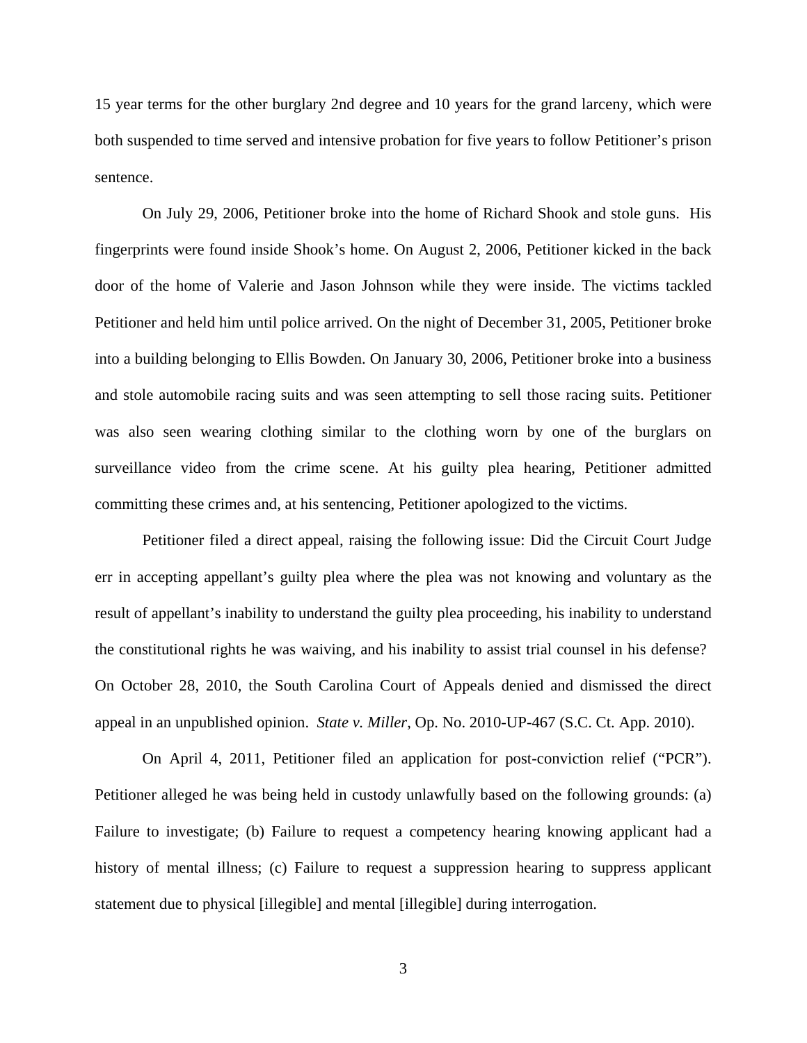15 year terms for the other burglary 2nd degree and 10 years for the grand larceny, which were both suspended to time served and intensive probation for five years to follow Petitioner's prison sentence.

On July 29, 2006, Petitioner broke into the home of Richard Shook and stole guns. His fingerprints were found inside Shook's home. On August 2, 2006, Petitioner kicked in the back door of the home of Valerie and Jason Johnson while they were inside. The victims tackled Petitioner and held him until police arrived. On the night of December 31, 2005, Petitioner broke into a building belonging to Ellis Bowden. On January 30, 2006, Petitioner broke into a business and stole automobile racing suits and was seen attempting to sell those racing suits. Petitioner was also seen wearing clothing similar to the clothing worn by one of the burglars on surveillance video from the crime scene. At his guilty plea hearing, Petitioner admitted committing these crimes and, at his sentencing, Petitioner apologized to the victims.

Petitioner filed a direct appeal, raising the following issue: Did the Circuit Court Judge err in accepting appellant's guilty plea where the plea was not knowing and voluntary as the result of appellant's inability to understand the guilty plea proceeding, his inability to understand the constitutional rights he was waiving, and his inability to assist trial counsel in his defense? On October 28, 2010, the South Carolina Court of Appeals denied and dismissed the direct appeal in an unpublished opinion. *State v. Miller*, Op. No. 2010-UP-467 (S.C. Ct. App. 2010).

On April 4, 2011, Petitioner filed an application for post-conviction relief ("PCR"). Petitioner alleged he was being held in custody unlawfully based on the following grounds: (a) Failure to investigate; (b) Failure to request a competency hearing knowing applicant had a history of mental illness; (c) Failure to request a suppression hearing to suppress applicant statement due to physical [illegible] and mental [illegible] during interrogation.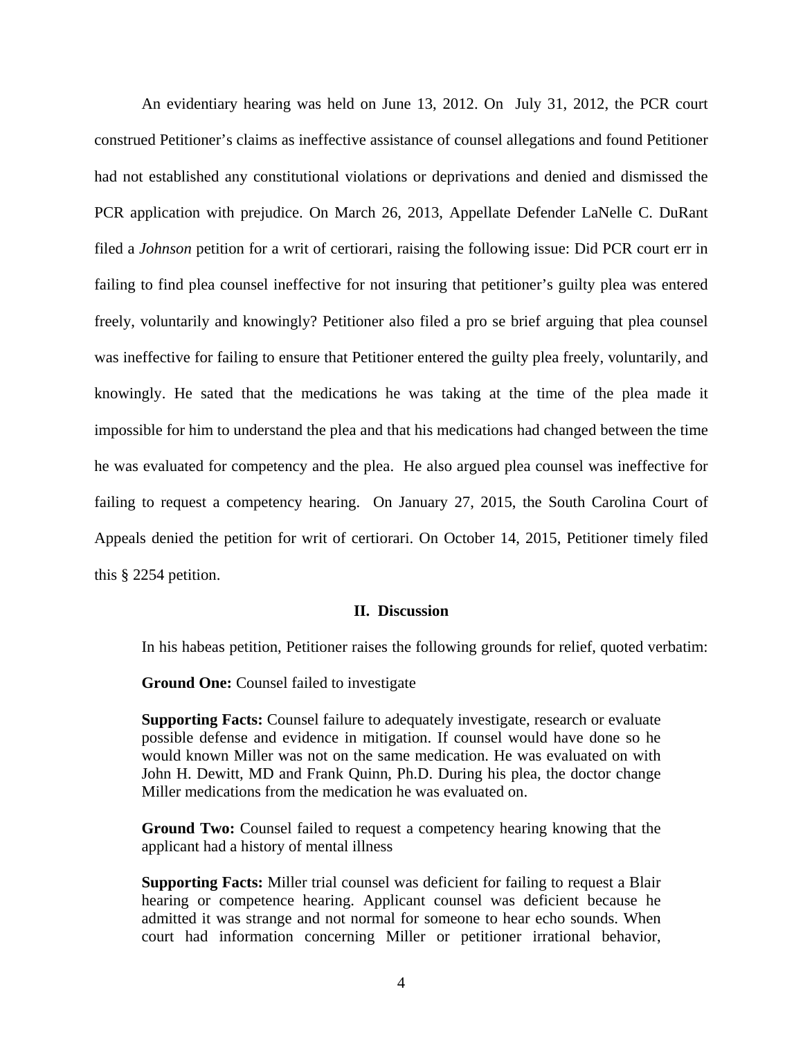An evidentiary hearing was held on June 13, 2012. On July 31, 2012, the PCR court construed Petitioner's claims as ineffective assistance of counsel allegations and found Petitioner had not established any constitutional violations or deprivations and denied and dismissed the PCR application with prejudice. On March 26, 2013, Appellate Defender LaNelle C. DuRant filed a *Johnson* petition for a writ of certiorari, raising the following issue: Did PCR court err in failing to find plea counsel ineffective for not insuring that petitioner's guilty plea was entered freely, voluntarily and knowingly? Petitioner also filed a pro se brief arguing that plea counsel was ineffective for failing to ensure that Petitioner entered the guilty plea freely, voluntarily, and knowingly. He sated that the medications he was taking at the time of the plea made it impossible for him to understand the plea and that his medications had changed between the time he was evaluated for competency and the plea. He also argued plea counsel was ineffective for failing to request a competency hearing. On January 27, 2015, the South Carolina Court of Appeals denied the petition for writ of certiorari. On October 14, 2015, Petitioner timely filed this § 2254 petition.

## II. Discussion

In his habeas petition, Petitioner raises the following grounds for relief, quoted verbatim:

> **Ground One:** Counsel failed to investigate
>
> **Supporting Facts:** Counsel failure to adequately investigate, research or evaluate possible defense and evidence in mitigation. If counsel would have done so he would known Miller was not on the same medication. He was evaluated on with John H. Dewitt, MD and Frank Quinn, Ph.D. During his plea, the doctor change Miller medications from the medication he was evaluated on.
>
> **Ground Two:** Counsel failed to request a competency hearing knowing that the applicant had a history of mental illness
>
> **Supporting Facts:** Miller trial counsel was deficient for failing to request a Blair hearing or competence hearing. Applicant counsel was deficient because he admitted it was strange and not normal for someone to hear echo sounds. When court had information concerning Miller or petitioner irrational behavior,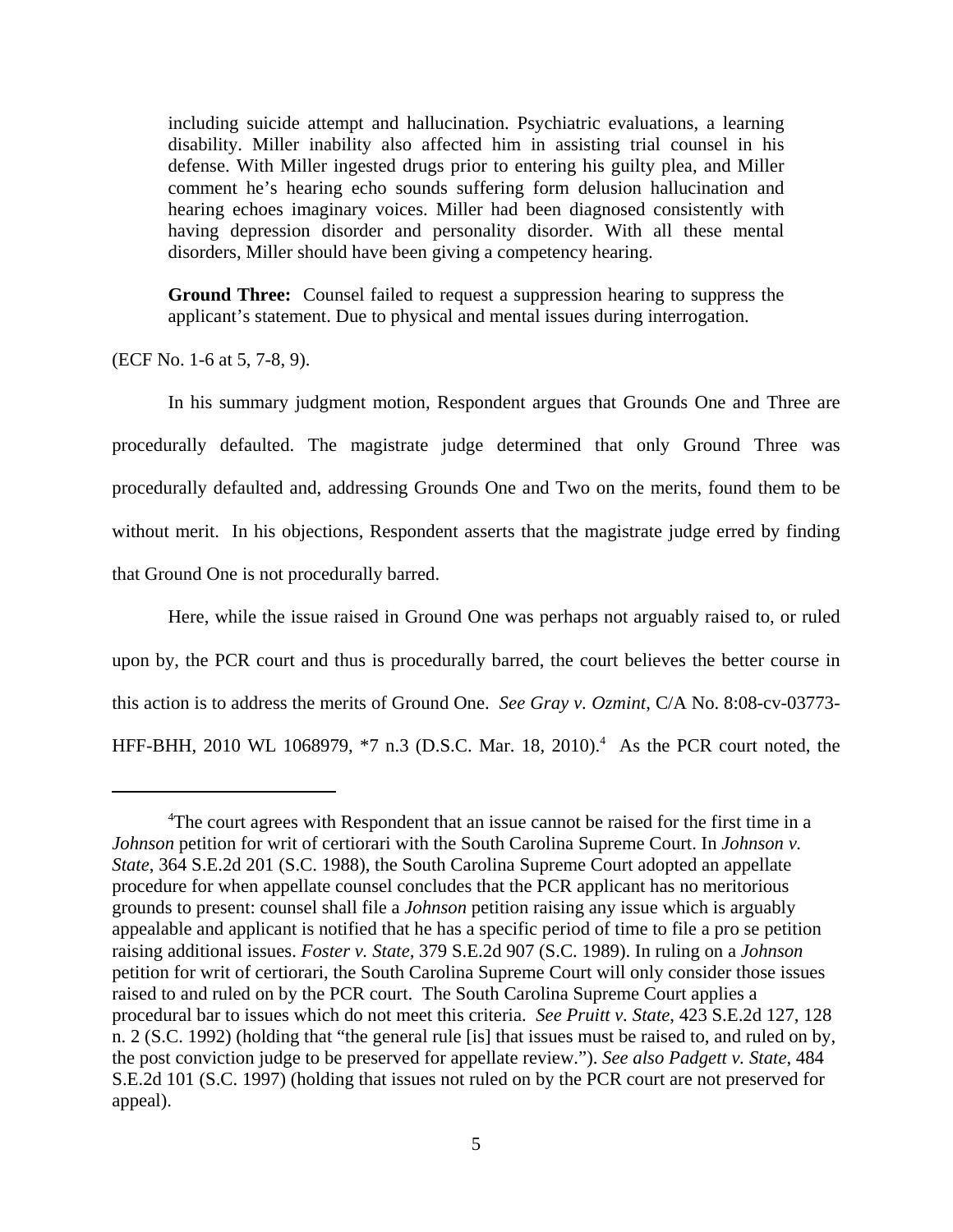> including suicide attempt and hallucination. Psychiatric evaluations, a learning disability. Miller inability also affected him in assisting trial counsel in his defense. With Miller ingested drugs prior to entering his guilty plea, and Miller comment he's hearing echo sounds suffering form delusion hallucination and hearing echoes imaginary voices. Miller had been diagnosed consistently with having depression disorder and personality disorder. With all these mental disorders, Miller should have been giving a competency hearing.
>
> **Ground Three:** Counsel failed to request a suppression hearing to suppress the applicant's statement. Due to physical and mental issues during interrogation.

(ECF No. 1-6 at 5, 7-8, 9).

In his summary judgment motion, Respondent argues that Grounds One and Three are procedurally defaulted. The magistrate judge determined that only Ground Three was procedurally defaulted and, addressing Grounds One and Two on the merits, found them to be without merit. In his objections, Respondent asserts that the magistrate judge erred by finding that Ground One is not procedurally barred.

Here, while the issue raised in Ground One was perhaps not arguably raised to, or ruled upon by, the PCR court and thus is procedurally barred, the court believes the better course in this action is to address the merits of Ground One. *See Gray v. Ozmint*, C/A No. 8:08-cv-03773-HFF-BHH, 2010 WL 1068979, *7 n.3 (D.S.C. Mar. 18, 2010).[4] As the PCR court noted, the

[4]The court agrees with Respondent that an issue cannot be raised for the first time in a *Johnson* petition for writ of certiorari with the South Carolina Supreme Court. In *Johnson v. State*, 364 S.E.2d 201 (S.C. 1988), the South Carolina Supreme Court adopted an appellate procedure for when appellate counsel concludes that the PCR applicant has no meritorious grounds to present: counsel shall file a *Johnson* petition raising any issue which is arguably appealable and applicant is notified that he has a specific period of time to file a pro se petition raising additional issues. *Foster v. State*, 379 S.E.2d 907 (S.C. 1989). In ruling on a *Johnson* petition for writ of certiorari, the South Carolina Supreme Court will only consider those issues raised to and ruled on by the PCR court. The South Carolina Supreme Court applies a procedural bar to issues which do not meet this criteria. *See Pruitt v. State*, 423 S.E.2d 127, 128 n. 2 (S.C. 1992) (holding that "the general rule [is] that issues must be raised to, and ruled on by, the post conviction judge to be preserved for appellate review."). *See also Padgett v. State*, 484 S.E.2d 101 (S.C. 1997) (holding that issues not ruled on by the PCR court are not preserved for appeal).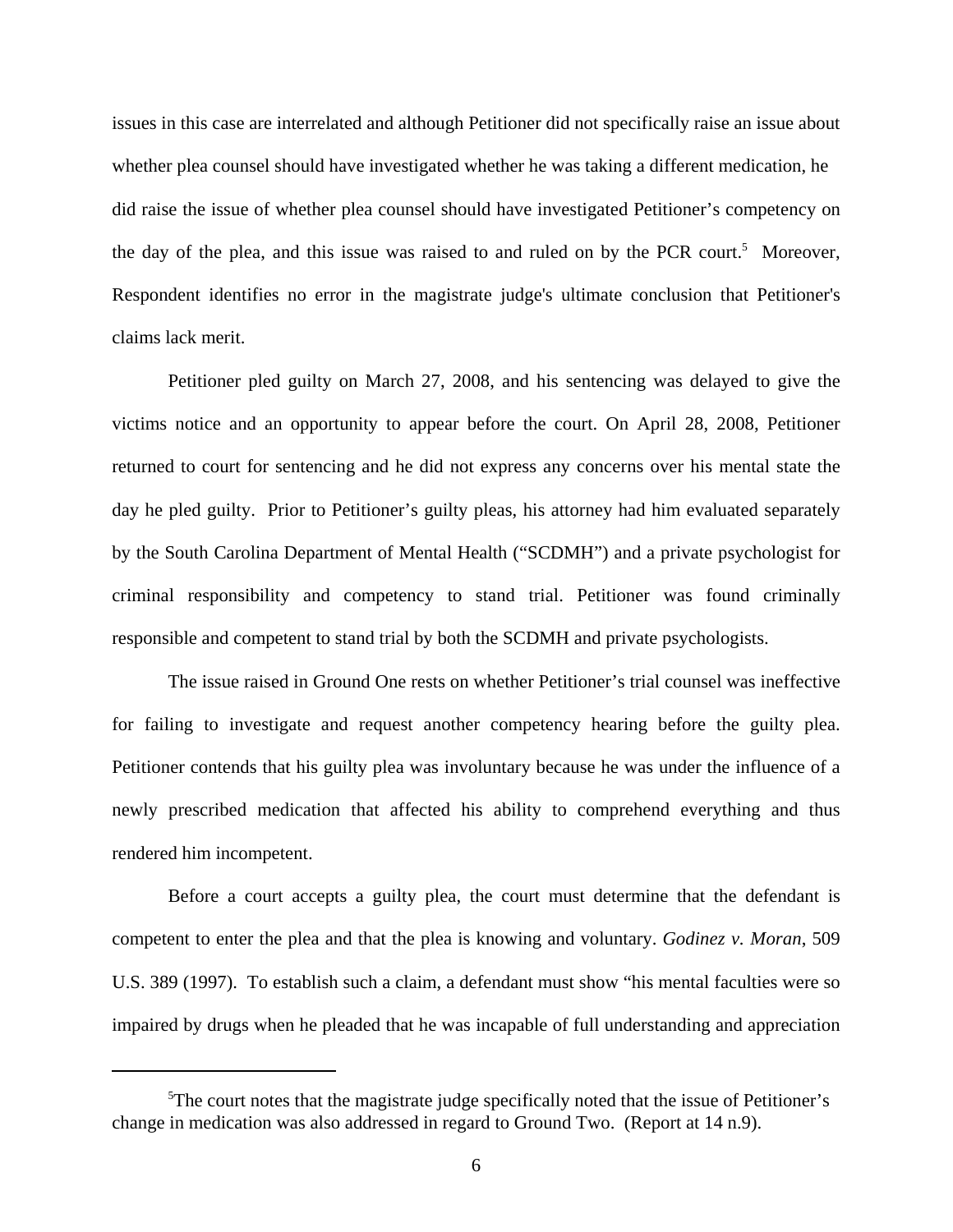issues in this case are interrelated and although Petitioner did not specifically raise an issue about whether plea counsel should have investigated whether he was taking a different medication, he did raise the issue of whether plea counsel should have investigated Petitioner's competency on the day of the plea, and this issue was raised to and ruled on by the PCR court.[5] Moreover, Respondent identifies no error in the magistrate judge's ultimate conclusion that Petitioner's claims lack merit.

Petitioner pled guilty on March 27, 2008, and his sentencing was delayed to give the victims notice and an opportunity to appear before the court. On April 28, 2008, Petitioner returned to court for sentencing and he did not express any concerns over his mental state the day he pled guilty. Prior to Petitioner's guilty pleas, his attorney had him evaluated separately by the South Carolina Department of Mental Health ("SCDMH") and a private psychologist for criminal responsibility and competency to stand trial. Petitioner was found criminally responsible and competent to stand trial by both the SCDMH and private psychologists.

The issue raised in Ground One rests on whether Petitioner's trial counsel was ineffective for failing to investigate and request another competency hearing before the guilty plea. Petitioner contends that his guilty plea was involuntary because he was under the influence of a newly prescribed medication that affected his ability to comprehend everything and thus rendered him incompetent.

Before a court accepts a guilty plea, the court must determine that the defendant is competent to enter the plea and that the plea is knowing and voluntary. *Godinez v. Moran*, 509 U.S. 389 (1997). To establish such a claim, a defendant must show "his mental faculties were so impaired by drugs when he pleaded that he was incapable of full understanding and appreciation

---

[5] The court notes that the magistrate judge specifically noted that the issue of Petitioner's change in medication was also addressed in regard to Ground Two. (Report at 14 n.9).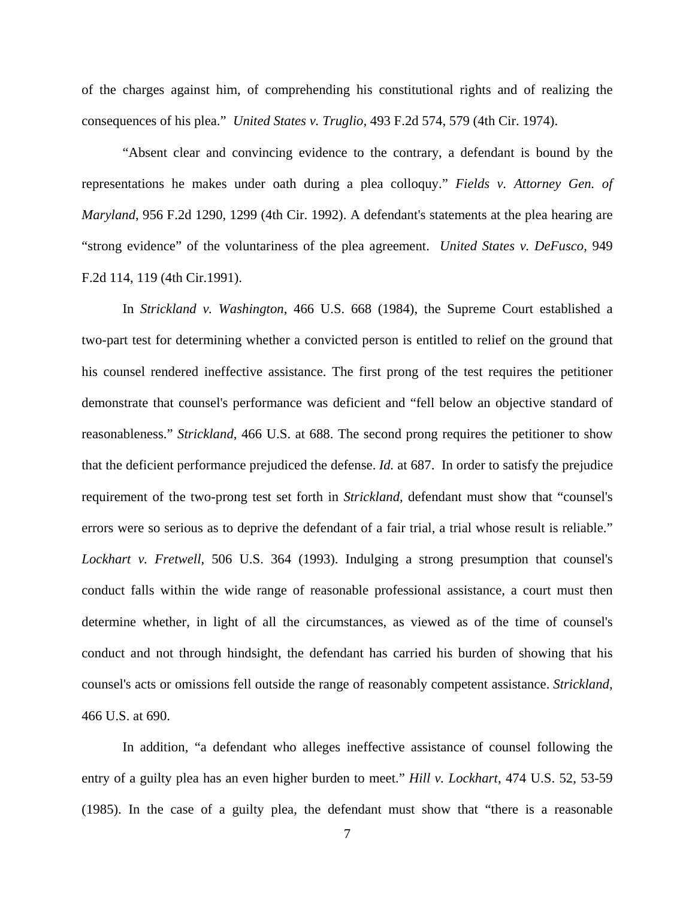of the charges against him, of comprehending his constitutional rights and of realizing the consequences of his plea." *United States v. Truglio*, 493 F.2d 574, 579 (4th Cir. 1974).

"Absent clear and convincing evidence to the contrary, a defendant is bound by the representations he makes under oath during a plea colloquy." *Fields v. Attorney Gen. of Maryland*, 956 F.2d 1290, 1299 (4th Cir. 1992). A defendant's statements at the plea hearing are "strong evidence" of the voluntariness of the plea agreement. *United States v. DeFusco*, 949 F.2d 114, 119 (4th Cir.1991).

In *Strickland v. Washington*, 466 U.S. 668 (1984), the Supreme Court established a two-part test for determining whether a convicted person is entitled to relief on the ground that his counsel rendered ineffective assistance. The first prong of the test requires the petitioner demonstrate that counsel's performance was deficient and "fell below an objective standard of reasonableness." *Strickland*, 466 U.S. at 688. The second prong requires the petitioner to show that the deficient performance prejudiced the defense. *Id.* at 687. In order to satisfy the prejudice requirement of the two-prong test set forth in *Strickland*, defendant must show that "counsel's errors were so serious as to deprive the defendant of a fair trial, a trial whose result is reliable." *Lockhart v. Fretwell*, 506 U.S. 364 (1993). Indulging a strong presumption that counsel's conduct falls within the wide range of reasonable professional assistance, a court must then determine whether, in light of all the circumstances, as viewed as of the time of counsel's conduct and not through hindsight, the defendant has carried his burden of showing that his counsel's acts or omissions fell outside the range of reasonably competent assistance. *Strickland*, 466 U.S. at 690.

In addition, "a defendant who alleges ineffective assistance of counsel following the entry of a guilty plea has an even higher burden to meet." *Hill v. Lockhart*, 474 U.S. 52, 53-59 (1985). In the case of a guilty plea, the defendant must show that "there is a reasonable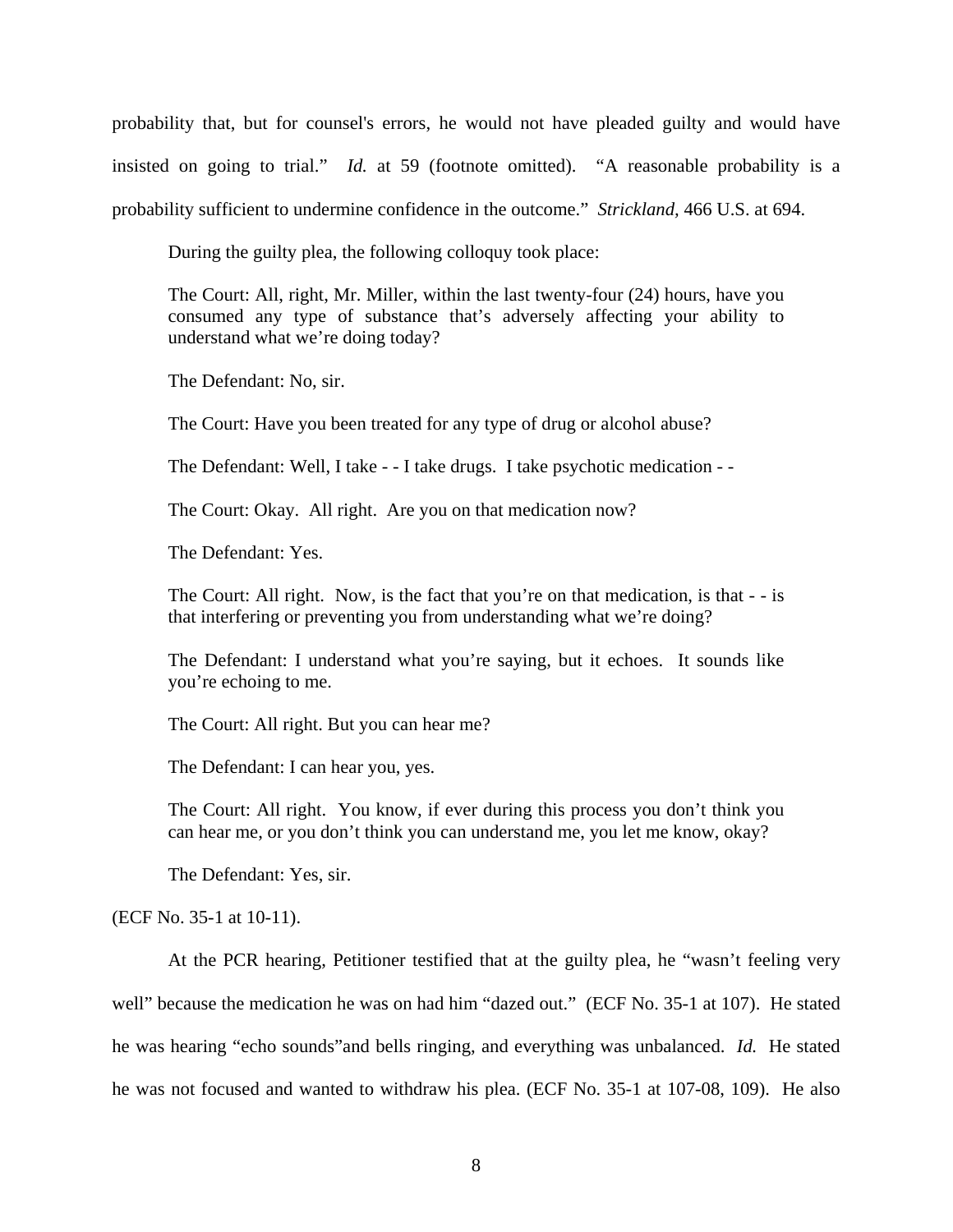probability that, but for counsel's errors, he would not have pleaded guilty and would have insisted on going to trial." *Id.* at 59 (footnote omitted). "A reasonable probability is a probability sufficient to undermine confidence in the outcome." *Strickland,* 466 U.S. at 694.

During the guilty plea, the following colloquy took place:

> The Court: All, right, Mr. Miller, within the last twenty-four (24) hours, have you consumed any type of substance that's adversely affecting your ability to understand what we're doing today?
>
> The Defendant: No, sir.
>
> The Court: Have you been treated for any type of drug or alcohol abuse?
>
> The Defendant: Well, I take - - I take drugs. I take psychotic medication - -
>
> The Court: Okay. All right. Are you on that medication now?
>
> The Defendant: Yes.
>
> The Court: All right. Now, is the fact that you're on that medication, is that - - is that interfering or preventing you from understanding what we're doing?
>
> The Defendant: I understand what you're saying, but it echoes. It sounds like you're echoing to me.
>
> The Court: All right. But you can hear me?
>
> The Defendant: I can hear you, yes.
>
> The Court: All right. You know, if ever during this process you don't think you can hear me, or you don't think you can understand me, you let me know, okay?
>
> The Defendant: Yes, sir.

(ECF No. 35-1 at 10-11).

At the PCR hearing, Petitioner testified that at the guilty plea, he "wasn't feeling very well" because the medication he was on had him "dazed out." (ECF No. 35-1 at 107). He stated he was hearing "echo sounds"and bells ringing, and everything was unbalanced. *Id.* He stated he was not focused and wanted to withdraw his plea. (ECF No. 35-1 at 107-08, 109). He also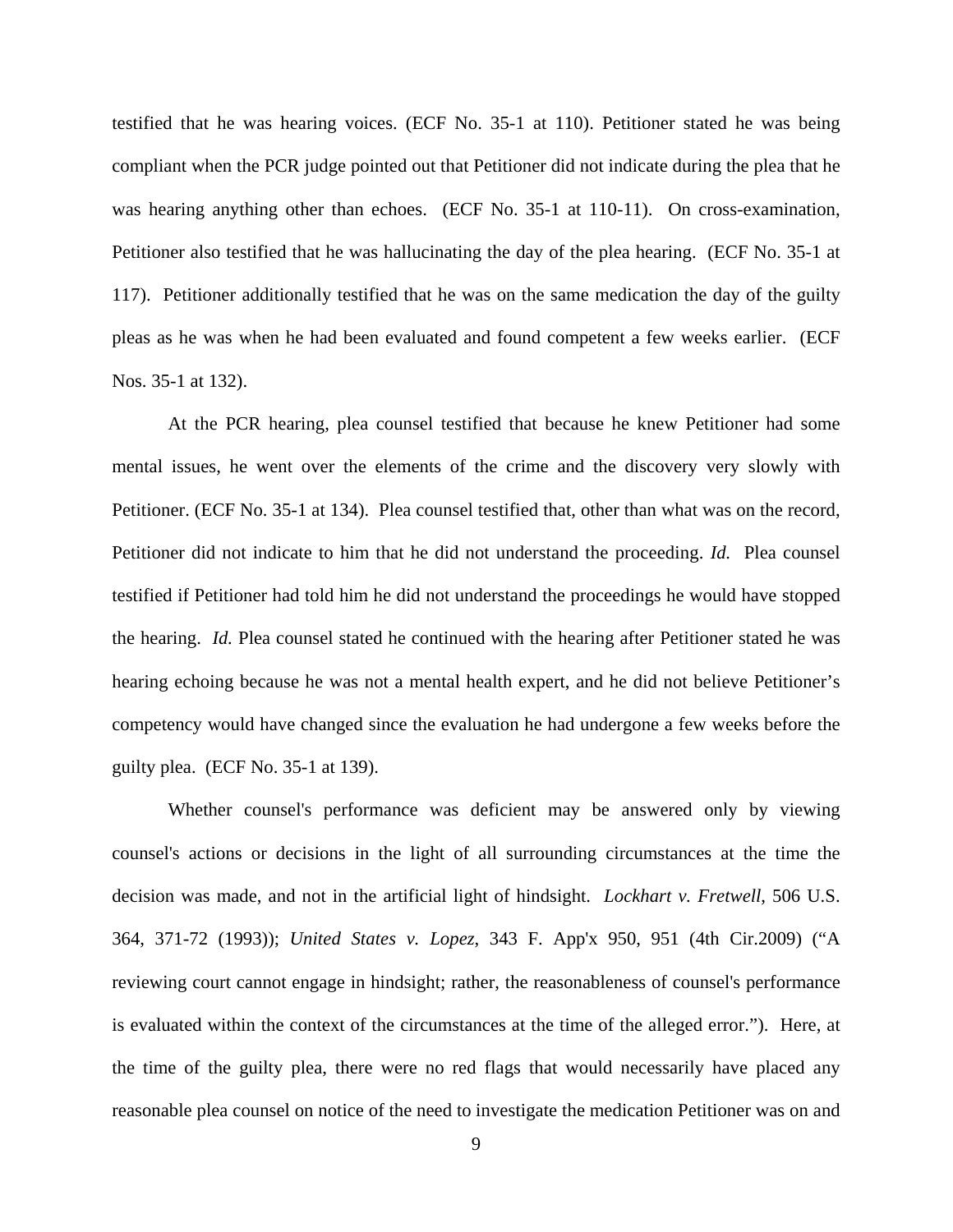testified that he was hearing voices. (ECF No. 35-1 at 110). Petitioner stated he was being compliant when the PCR judge pointed out that Petitioner did not indicate during the plea that he was hearing anything other than echoes. (ECF No. 35-1 at 110-11). On cross-examination, Petitioner also testified that he was hallucinating the day of the plea hearing. (ECF No. 35-1 at 117). Petitioner additionally testified that he was on the same medication the day of the guilty pleas as he was when he had been evaluated and found competent a few weeks earlier. (ECF Nos. 35-1 at 132).

At the PCR hearing, plea counsel testified that because he knew Petitioner had some mental issues, he went over the elements of the crime and the discovery very slowly with Petitioner. (ECF No. 35-1 at 134). Plea counsel testified that, other than what was on the record, Petitioner did not indicate to him that he did not understand the proceeding. *Id.* Plea counsel testified if Petitioner had told him he did not understand the proceedings he would have stopped the hearing. *Id.* Plea counsel stated he continued with the hearing after Petitioner stated he was hearing echoing because he was not a mental health expert, and he did not believe Petitioner's competency would have changed since the evaluation he had undergone a few weeks before the guilty plea. (ECF No. 35-1 at 139).

Whether counsel's performance was deficient may be answered only by viewing counsel's actions or decisions in the light of all surrounding circumstances at the time the decision was made, and not in the artificial light of hindsight. *Lockhart v. Fretwell*, 506 U.S. 364, 371-72 (1993)); *United States v. Lopez*, 343 F. App'x 950, 951 (4th Cir.2009) ("A reviewing court cannot engage in hindsight; rather, the reasonableness of counsel's performance is evaluated within the context of the circumstances at the time of the alleged error."). Here, at the time of the guilty plea, there were no red flags that would necessarily have placed any reasonable plea counsel on notice of the need to investigate the medication Petitioner was on and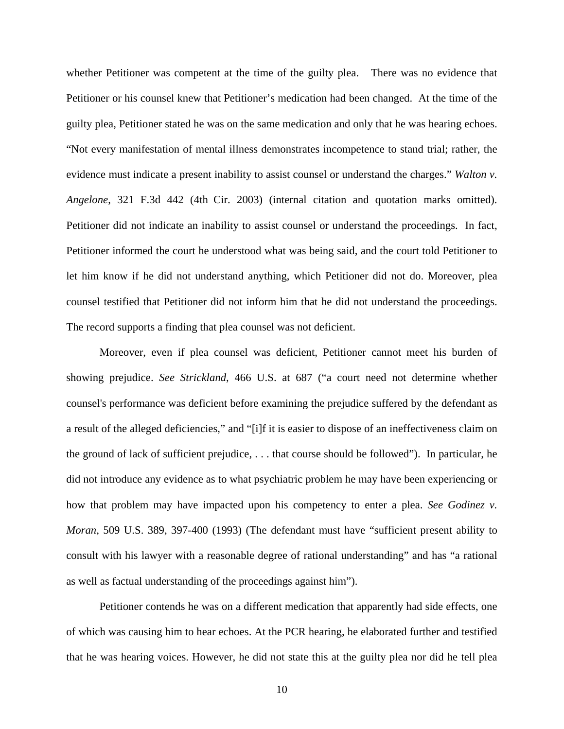whether Petitioner was competent at the time of the guilty plea. There was no evidence that Petitioner or his counsel knew that Petitioner's medication had been changed. At the time of the guilty plea, Petitioner stated he was on the same medication and only that he was hearing echoes. "Not every manifestation of mental illness demonstrates incompetence to stand trial; rather, the evidence must indicate a present inability to assist counsel or understand the charges." *Walton v. Angelone*, 321 F.3d 442 (4th Cir. 2003) (internal citation and quotation marks omitted). Petitioner did not indicate an inability to assist counsel or understand the proceedings. In fact, Petitioner informed the court he understood what was being said, and the court told Petitioner to let him know if he did not understand anything, which Petitioner did not do. Moreover, plea counsel testified that Petitioner did not inform him that he did not understand the proceedings. The record supports a finding that plea counsel was not deficient.

Moreover, even if plea counsel was deficient, Petitioner cannot meet his burden of showing prejudice. *See Strickland*, 466 U.S. at 687 ("a court need not determine whether counsel's performance was deficient before examining the prejudice suffered by the defendant as a result of the alleged deficiencies," and "[i]f it is easier to dispose of an ineffectiveness claim on the ground of lack of sufficient prejudice, . . . that course should be followed"). In particular, he did not introduce any evidence as to what psychiatric problem he may have been experiencing or how that problem may have impacted upon his competency to enter a plea. *See Godinez v. Moran*, 509 U.S. 389, 397-400 (1993) (The defendant must have "sufficient present ability to consult with his lawyer with a reasonable degree of rational understanding" and has "a rational as well as factual understanding of the proceedings against him").

Petitioner contends he was on a different medication that apparently had side effects, one of which was causing him to hear echoes. At the PCR hearing, he elaborated further and testified that he was hearing voices. However, he did not state this at the guilty plea nor did he tell plea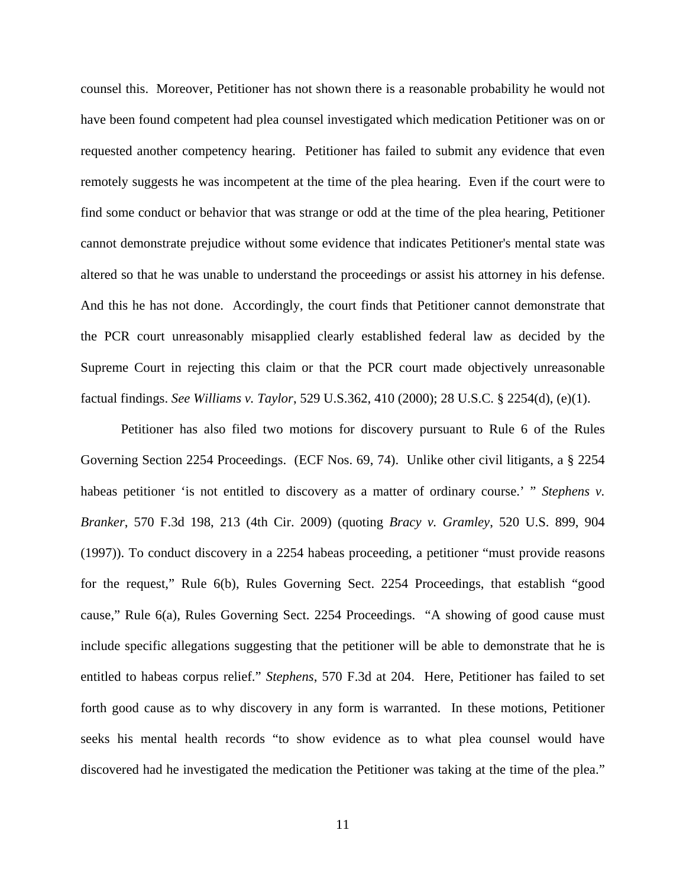counsel this. Moreover, Petitioner has not shown there is a reasonable probability he would not have been found competent had plea counsel investigated which medication Petitioner was on or requested another competency hearing. Petitioner has failed to submit any evidence that even remotely suggests he was incompetent at the time of the plea hearing. Even if the court were to find some conduct or behavior that was strange or odd at the time of the plea hearing, Petitioner cannot demonstrate prejudice without some evidence that indicates Petitioner's mental state was altered so that he was unable to understand the proceedings or assist his attorney in his defense. And this he has not done. Accordingly, the court finds that Petitioner cannot demonstrate that the PCR court unreasonably misapplied clearly established federal law as decided by the Supreme Court in rejecting this claim or that the PCR court made objectively unreasonable factual findings. *See Williams v. Taylor*, 529 U.S.362, 410 (2000); 28 U.S.C. § 2254(d), (e)(1).

Petitioner has also filed two motions for discovery pursuant to Rule 6 of the Rules Governing Section 2254 Proceedings. (ECF Nos. 69, 74). Unlike other civil litigants, a § 2254 habeas petitioner 'is not entitled to discovery as a matter of ordinary course.' " *Stephens v. Branker*, 570 F.3d 198, 213 (4th Cir. 2009) (quoting *Bracy v. Gramley*, 520 U.S. 899, 904 (1997)). To conduct discovery in a 2254 habeas proceeding, a petitioner "must provide reasons for the request," Rule 6(b), Rules Governing Sect. 2254 Proceedings, that establish "good cause," Rule 6(a), Rules Governing Sect. 2254 Proceedings. "A showing of good cause must include specific allegations suggesting that the petitioner will be able to demonstrate that he is entitled to habeas corpus relief." *Stephens*, 570 F.3d at 204. Here, Petitioner has failed to set forth good cause as to why discovery in any form is warranted. In these motions, Petitioner seeks his mental health records "to show evidence as to what plea counsel would have discovered had he investigated the medication the Petitioner was taking at the time of the plea."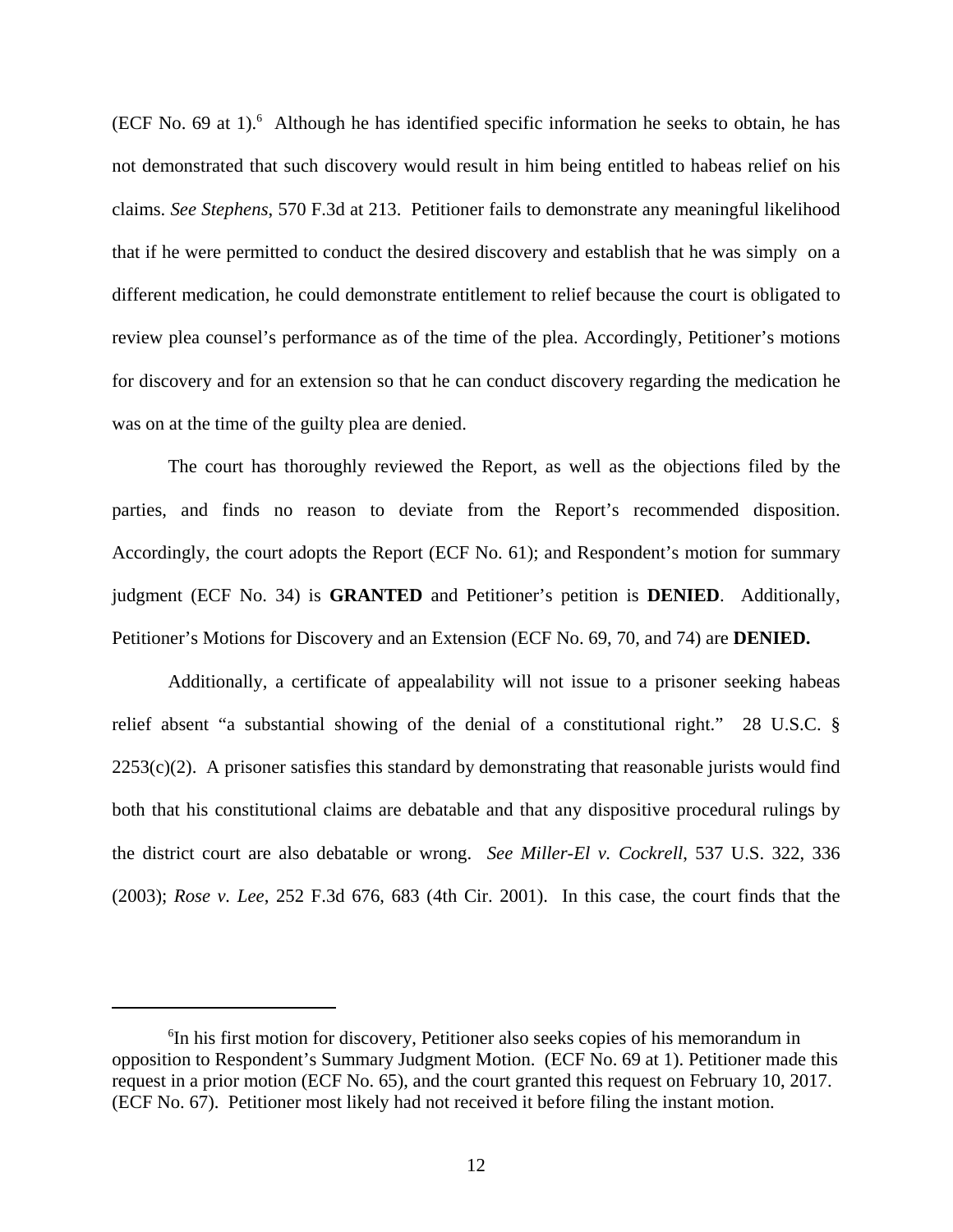(ECF No. 69 at 1).[6] Although he has identified specific information he seeks to obtain, he has not demonstrated that such discovery would result in him being entitled to habeas relief on his claims. *See Stephens*, 570 F.3d at 213. Petitioner fails to demonstrate any meaningful likelihood that if he were permitted to conduct the desired discovery and establish that he was simply on a different medication, he could demonstrate entitlement to relief because the court is obligated to review plea counsel's performance as of the time of the plea. Accordingly, Petitioner's motions for discovery and for an extension so that he can conduct discovery regarding the medication he was on at the time of the guilty plea are denied.

The court has thoroughly reviewed the Report, as well as the objections filed by the parties, and finds no reason to deviate from the Report's recommended disposition. Accordingly, the court adopts the Report (ECF No. 61); and Respondent's motion for summary judgment (ECF No. 34) is **GRANTED** and Petitioner's petition is **DENIED**. Additionally, Petitioner's Motions for Discovery and an Extension (ECF No. 69, 70, and 74) are **DENIED.**

Additionally, a certificate of appealability will not issue to a prisoner seeking habeas relief absent "a substantial showing of the denial of a constitutional right." 28 U.S.C. § 2253(c)(2). A prisoner satisfies this standard by demonstrating that reasonable jurists would find both that his constitutional claims are debatable and that any dispositive procedural rulings by the district court are also debatable or wrong. *See Miller-El v. Cockrell*, 537 U.S. 322, 336 (2003); *Rose v. Lee*, 252 F.3d 676, 683 (4th Cir. 2001). In this case, the court finds that the

---

[6]In his first motion for discovery, Petitioner also seeks copies of his memorandum in opposition to Respondent's Summary Judgment Motion. (ECF No. 69 at 1). Petitioner made this request in a prior motion (ECF No. 65), and the court granted this request on February 10, 2017. (ECF No. 67). Petitioner most likely had not received it before filing the instant motion.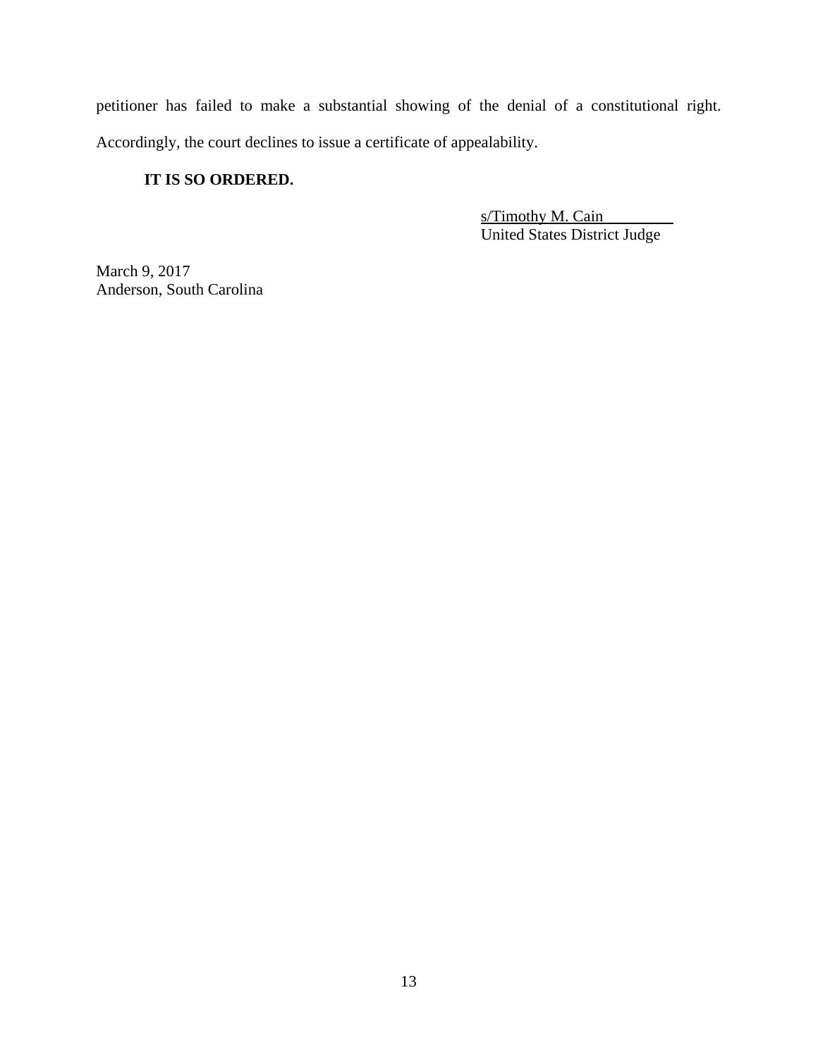petitioner has failed to make a substantial showing of the denial of a constitutional right. Accordingly, the court declines to issue a certificate of appealability.

**IT IS SO ORDERED.**

s/Timothy M. Cain
United States District Judge

March 9, 2017
Anderson, South Carolina